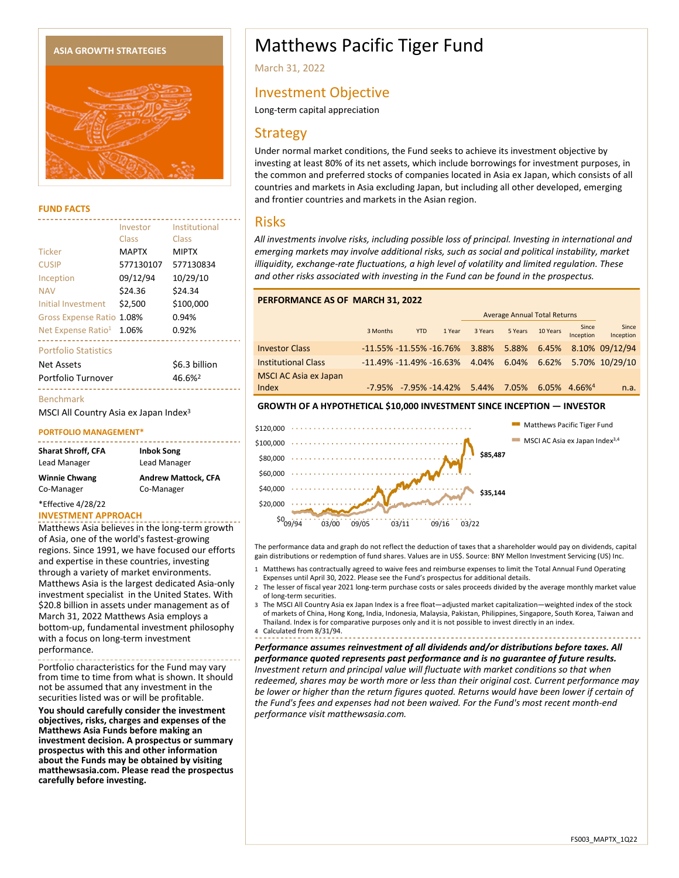# Matthews Pacific Tiger Fund

March 31, 2022

## Investment Objective

Long-term capital appreciation

## Strategy

Under normal market conditions, the Fund seeks to achieve its investment objective by investing at least 80% of its net assets, which include borrowings for investment purposes, in the common and preferred stocks of companies located in Asia ex Japan, which consists of all countries and markets in Asia excluding Japan, but including all other developed, emerging and frontier countries and markets in the Asian region.

## Risks

*All investments involve risks, including possible loss of principal. Investing in international and emerging markets may involve additional risks, such as social and political instability, market illiquidity, exchange-rate fluctuations, a high level of volatility and limited regulation. These and other risks associated with investing in the Fund can be found in the prospectus.*

ASIA GROWTH STRATEGIES

### FUND FACTS

| | Investor Class | Institutional Class |
|---|---|---|
| Ticker | MAPTX | MIPTX |
| CUSIP | 577130107 | 577130834 |
| Inception | 09/12/94 | 10/29/10 |
| NAV | $24.36 | $24.34 |
| Initial Investment | $2,500 | $100,000 |
| Gross Expense Ratio | 1.08% | 0.94% |
| Net Expense Ratio[1] | 1.06% | 0.92% |

**Portfolio Statistics**

| | |
|---|---|
| Net Assets | $6.3 billion |
| Portfolio Turnover | 46.6%[2] |

**Benchmark**

MSCI All Country Asia ex Japan Index[3]

### PORTFOLIO MANAGEMENT*

**Sharat Shroff, CFA**
Lead Manager

**Inbok Song**
Lead Manager

**Winnie Chwang**
Co-Manager

**Andrew Mattock, CFA**
Co-Manager

*Effective 4/28/22

### INVESTMENT APPROACH

Matthews Asia believes in the long-term growth of Asia, one of the world's fastest-growing regions. Since 1991, we have focused our efforts and expertise in these countries, investing through a variety of market environments. Matthews Asia is the largest dedicated Asia-only investment specialist in the United States. With $20.8 billion in assets under management as of March 31, 2022 Matthews Asia employs a bottom-up, fundamental investment philosophy with a focus on long-term investment performance.

Portfolio characteristics for the Fund may vary from time to time from what is shown. It should not be assumed that any investment in the securities listed was or will be profitable.

**You should carefully consider the investment objectives, risks, charges and expenses of the Matthews Asia Funds before making an investment decision. A prospectus or summary prospectus with this and other information about the Funds may be obtained by visiting matthewsasia.com. Please read the prospectus carefully before investing.**

### PERFORMANCE AS OF MARCH 31, 2022

| | | | | Average Annual Total Returns | | | | |
|---|---|---|---|---|---|---|---|---|
| | 3 Months | YTD | 1 Year | 3 Years | 5 Years | 10 Years | Since Inception | Since Inception |
| Investor Class | -11.55% | -11.55% | -16.76% | 3.88% | 5.88% | 6.45% | 8.10% | 09/12/94 |
| Institutional Class | -11.49% | -11.49% | -16.63% | 4.04% | 6.04% | 6.62% | 5.70% | 10/29/10 |
| MSCI AC Asia ex Japan Index | -7.95% | -7.95% | -14.42% | 5.44% | 7.05% | 6.05% | 4.66%[4] | n.a. |

### GROWTH OF A HYPOTHETICAL $10,000 INVESTMENT SINCE INCEPTION — INVESTOR

Matthews Pacific Tiger Fund: $85,487
MSCI AC Asia ex Japan Index[3,4]: $35,144

The performance data and graph do not reflect the deduction of taxes that a shareholder would pay on dividends, capital gain distributions or redemption of fund shares. Values are in US$. Source: BNY Mellon Investment Servicing (US) Inc.

1. Matthews has contractually agreed to waive fees and reimburse expenses to limit the Total Annual Fund Operating Expenses until April 30, 2022. Please see the Fund's prospectus for additional details.
2. The lesser of fiscal year 2021 long-term purchase costs or sales proceeds divided by the average monthly market value of long-term securities.
3. The MSCI All Country Asia ex Japan Index is a free float—adjusted market capitalization—weighted index of the stock of markets of China, Hong Kong, India, Indonesia, Malaysia, Pakistan, Philippines, Singapore, South Korea, Taiwan and Thailand. Index is for comparative purposes only and it is not possible to invest directly in an index.
4. Calculated from 8/31/94.

***Performance assumes reinvestment of all dividends and/or distributions before taxes. All performance quoted represents past performance and is no guarantee of future results.*** *Investment return and principal value will fluctuate with market conditions so that when redeemed, shares may be worth more or less than their original cost. Current performance may be lower or higher than the return figures quoted. Returns would have been lower if certain of the Fund's fees and expenses had not been waived. For the Fund's most recent month-end performance visit matthewsasia.com.*

FS003_MAPTX_1Q22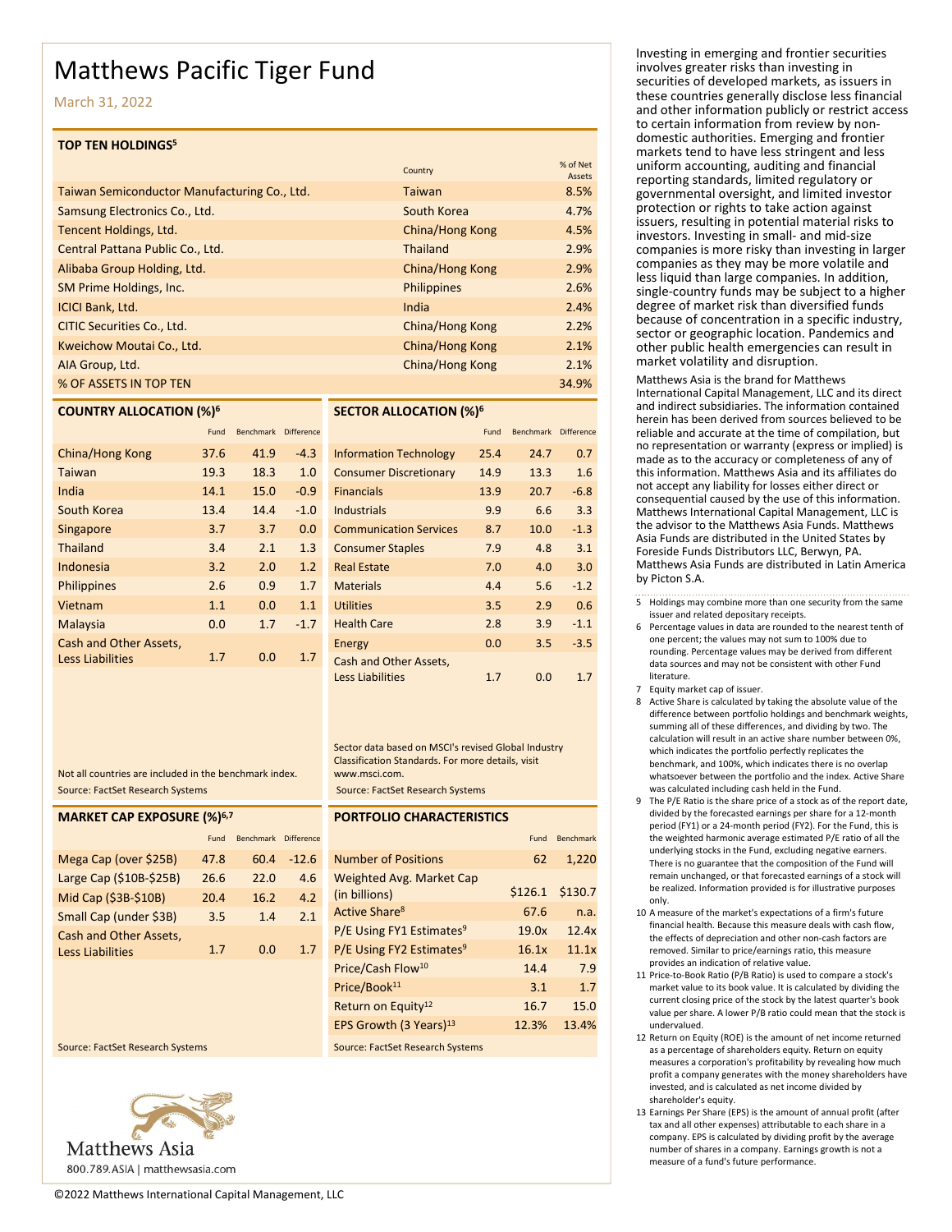# Matthews Pacific Tiger Fund

March 31, 2022

## TOP TEN HOLDINGS[5]

| | Country | % of Net Assets |
|---|---|---|
| Taiwan Semiconductor Manufacturing Co., Ltd. | Taiwan | 8.5% |
| Samsung Electronics Co., Ltd. | South Korea | 4.7% |
| Tencent Holdings, Ltd. | China/Hong Kong | 4.5% |
| Central Pattana Public Co., Ltd. | Thailand | 2.9% |
| Alibaba Group Holding, Ltd. | China/Hong Kong | 2.9% |
| SM Prime Holdings, Inc. | Philippines | 2.6% |
| ICICI Bank, Ltd. | India | 2.4% |
| CITIC Securities Co., Ltd. | China/Hong Kong | 2.2% |
| Kweichow Moutai Co., Ltd. | China/Hong Kong | 2.1% |
| AIA Group, Ltd. | China/Hong Kong | 2.1% |
| % OF ASSETS IN TOP TEN | | 34.9% |

## COUNTRY ALLOCATION (%)[6]

| | Fund | Benchmark | Difference |
|---|---|---|---|
| China/Hong Kong | 37.6 | 41.9 | -4.3 |
| Taiwan | 19.3 | 18.3 | 1.0 |
| India | 14.1 | 15.0 | -0.9 |
| South Korea | 13.4 | 14.4 | -1.0 |
| Singapore | 3.7 | 3.7 | 0.0 |
| Thailand | 3.4 | 2.1 | 1.3 |
| Indonesia | 3.2 | 2.0 | 1.2 |
| Philippines | 2.6 | 0.9 | 1.7 |
| Vietnam | 1.1 | 0.0 | 1.1 |
| Malaysia | 0.0 | 1.7 | -1.7 |
| Cash and Other Assets, Less Liabilities | 1.7 | 0.0 | 1.7 |

Not all countries are included in the benchmark index.

Source: FactSet Research Systems

## SECTOR ALLOCATION (%)[6]

| | Fund | Benchmark | Difference |
|---|---|---|---|
| Information Technology | 25.4 | 24.7 | 0.7 |
| Consumer Discretionary | 14.9 | 13.3 | 1.6 |
| Financials | 13.9 | 20.7 | -6.8 |
| Industrials | 9.9 | 6.6 | 3.3 |
| Communication Services | 8.7 | 10.0 | -1.3 |
| Consumer Staples | 7.9 | 4.8 | 3.1 |
| Real Estate | 7.0 | 4.0 | 3.0 |
| Materials | 4.4 | 5.6 | -1.2 |
| Utilities | 3.5 | 2.9 | 0.6 |
| Health Care | 2.8 | 3.9 | -1.1 |
| Energy | 0.0 | 3.5 | -3.5 |
| Cash and Other Assets, Less Liabilities | 1.7 | 0.0 | 1.7 |

Sector data based on MSCI's revised Global Industry Classification Standards. For more details, visit www.msci.com.

Source: FactSet Research Systems

## MARKET CAP EXPOSURE (%)[6,7]

| | Fund | Benchmark | Difference |
|---|---|---|---|
| Mega Cap (over $25B) | 47.8 | 60.4 | -12.6 |
| Large Cap ($10B-$25B) | 26.6 | 22.0 | 4.6 |
| Mid Cap ($3B-$10B) | 20.4 | 16.2 | 4.2 |
| Small Cap (under $3B) | 3.5 | 1.4 | 2.1 |
| Cash and Other Assets, Less Liabilities | 1.7 | 0.0 | 1.7 |

Source: FactSet Research Systems

## PORTFOLIO CHARACTERISTICS

| | Fund | Benchmark |
|---|---|---|
| Number of Positions | 62 | 1,220 |
| Weighted Avg. Market Cap (in billions) | $126.1 | $130.7 |
| Active Share[8] | 67.6 | n.a. |
| P/E Using FY1 Estimates[9] | 19.0x | 12.4x |
| P/E Using FY2 Estimates[9] | 16.1x | 11.1x |
| Price/Cash Flow[10] | 14.4 | 7.9 |
| Price/Book[11] | 3.1 | 1.7 |
| Return on Equity[12] | 16.7 | 15.0 |
| EPS Growth (3 Years)[13] | 12.3% | 13.4% |

Source: FactSet Research Systems

Matthews Asia

800.789.ASIA | matthewsasia.com

©2022 Matthews International Capital Management, LLC

Investing in emerging and frontier securities involves greater risks than investing in securities of developed markets, as issuers in these countries generally disclose less financial and other information publicly or restrict access to certain information from review by non-domestic authorities. Emerging and frontier markets tend to have less stringent and less uniform accounting, auditing and financial reporting standards, limited regulatory or governmental oversight, and limited investor protection or rights to take action against issuers, resulting in potential material risks to investors. Investing in small- and mid-size companies is more risky than investing in larger companies as they may be more volatile and less liquid than large companies. In addition, single-country funds may be subject to a higher degree of market risk than diversified funds because of concentration in a specific industry, sector or geographic location. Pandemics and other public health emergencies can result in market volatility and disruption.

Matthews Asia is the brand for Matthews International Capital Management, LLC and its direct and indirect subsidiaries. The information contained herein has been derived from sources believed to be reliable and accurate at the time of compilation, but no representation or warranty (express or implied) is made as to the accuracy or completeness of any of this information. Matthews Asia and its affiliates do not accept any liability for losses either direct or consequential caused by the use of this information. Matthews International Capital Management, LLC is the advisor to the Matthews Asia Funds. Matthews Asia Funds are distributed in the United States by Foreside Funds Distributors LLC, Berwyn, PA. Matthews Asia Funds are distributed in Latin America by Picton S.A.

5 Holdings may combine more than one security from the same issuer and related depositary receipts.

6 Percentage values in data are rounded to the nearest tenth of one percent; the values may not sum to 100% due to rounding. Percentage values may be derived from different data sources and may not be consistent with other Fund literature.

7 Equity market cap of issuer.

8 Active Share is calculated by taking the absolute value of the difference between portfolio holdings and benchmark weights, summing all of these differences, and dividing by two. The calculation will result in an active share number between 0%, which indicates the portfolio perfectly replicates the benchmark, and 100%, which indicates there is no overlap whatsoever between the portfolio and the index. Active Share was calculated including cash held in the Fund.

9 The P/E Ratio is the share price of a stock as of the report date, divided by the forecasted earnings per share for a 12-month period (FY1) or a 24-month period (FY2). For the Fund, this is the weighted harmonic average estimated P/E ratio of all the underlying stocks in the Fund, excluding negative earners. There is no guarantee that the composition of the Fund will remain unchanged, or that forecasted earnings of a stock will be realized. Information provided is for illustrative purposes only.

10 A measure of the market's expectations of a firm's future financial health. Because this measure deals with cash flow, the effects of depreciation and other non-cash factors are removed. Similar to price/earnings ratio, this measure provides an indication of relative value.

11 Price-to-Book Ratio (P/B Ratio) is used to compare a stock's market value to its book value. It is calculated by dividing the current closing price of the stock by the latest quarter's book value per share. A lower P/B ratio could mean that the stock is undervalued.

12 Return on Equity (ROE) is the amount of net income returned as a percentage of shareholders equity. Return on equity measures a corporation's profitability by revealing how much profit a company generates with the money shareholders have invested, and is calculated as net income divided by shareholder's equity.

13 Earnings Per Share (EPS) is the amount of annual profit (after tax and all other expenses) attributable to each share in a company. EPS is calculated by dividing profit by the average number of shares in a company. Earnings growth is not a measure of a fund's future performance.